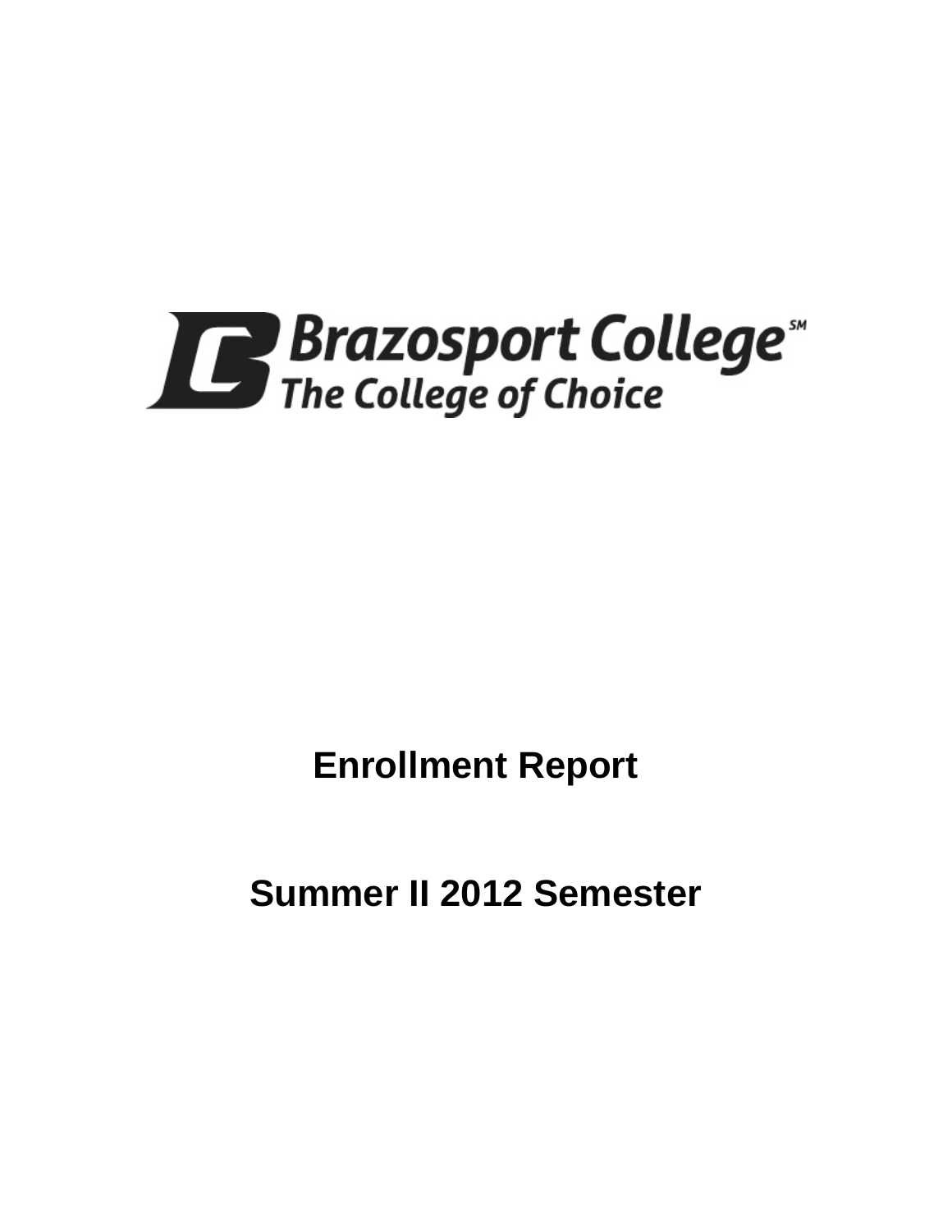Brazosport College
The College of Choice

# Enrollment Report

# Summer II 2012 Semester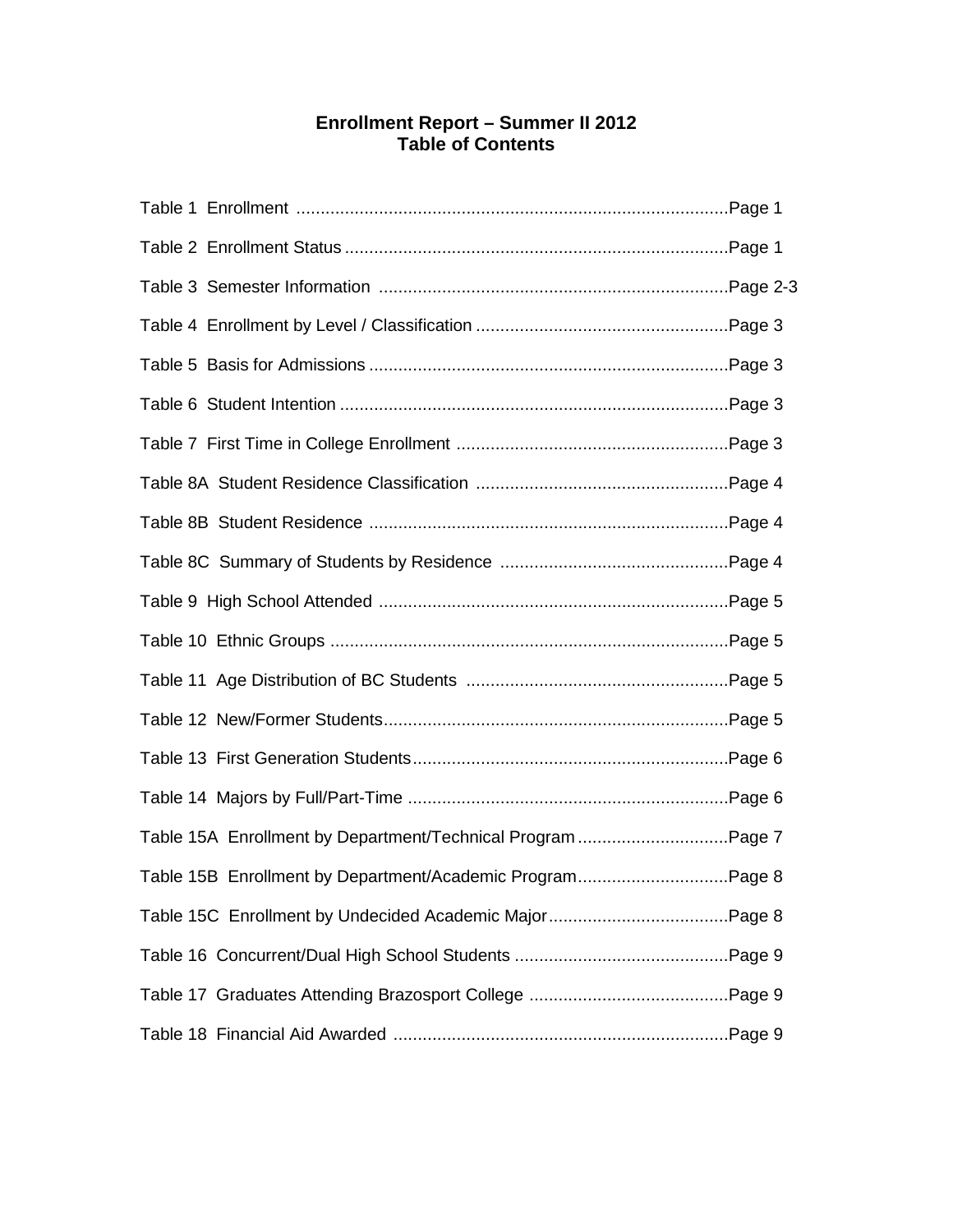# Enrollment Report – Summer II 2012
## Table of Contents

| | |
|---|---|
| Table 1 Enrollment | Page 1 |
| Table 2 Enrollment Status | Page 1 |
| Table 3 Semester Information | Page 2-3 |
| Table 4 Enrollment by Level / Classification | Page 3 |
| Table 5 Basis for Admissions | Page 3 |
| Table 6 Student Intention | Page 3 |
| Table 7 First Time in College Enrollment | Page 3 |
| Table 8A Student Residence Classification | Page 4 |
| Table 8B Student Residence | Page 4 |
| Table 8C Summary of Students by Residence | Page 4 |
| Table 9 High School Attended | Page 5 |
| Table 10 Ethnic Groups | Page 5 |
| Table 11 Age Distribution of BC Students | Page 5 |
| Table 12 New/Former Students | Page 5 |
| Table 13 First Generation Students | Page 6 |
| Table 14 Majors by Full/Part-Time | Page 6 |
| Table 15A Enrollment by Department/Technical Program | Page 7 |
| Table 15B Enrollment by Department/Academic Program | Page 8 |
| Table 15C Enrollment by Undecided Academic Major | Page 8 |
| Table 16 Concurrent/Dual High School Students | Page 9 |
| Table 17 Graduates Attending Brazosport College | Page 9 |
| Table 18 Financial Aid Awarded | Page 9 |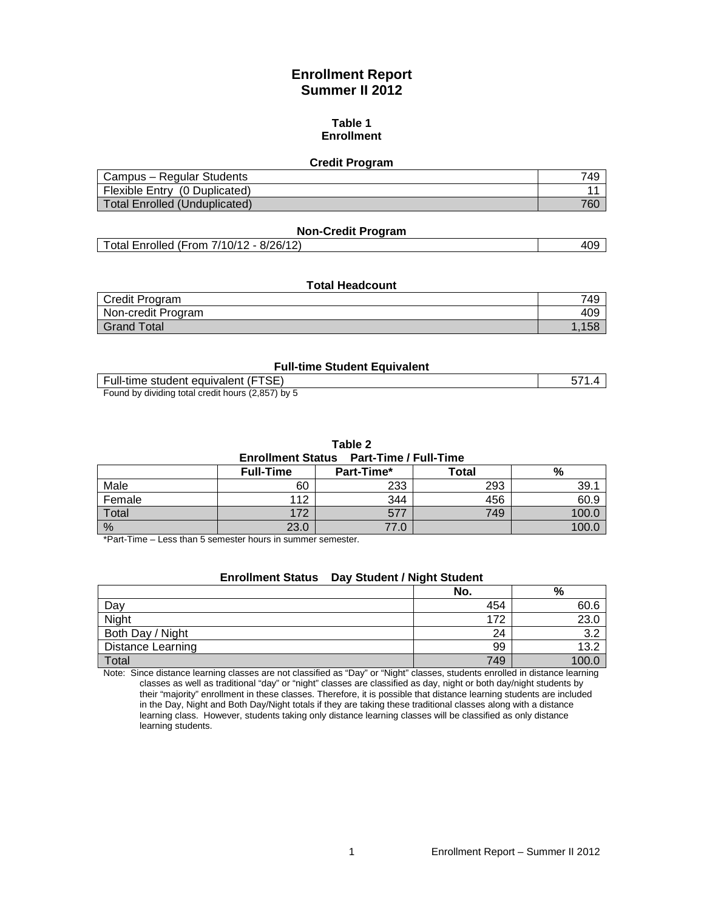# Enrollment Report
## Summer II 2012

### Table 1
### Enrollment

**Credit Program**

| | |
|---|---|
| Campus – Regular Students | 749 |
| Flexible Entry (0 Duplicated) | 11 |
| Total Enrolled (Unduplicated) | 760 |

**Non-Credit Program**

| | |
|---|---|
| Total Enrolled (From 7/10/12 - 8/26/12) | 409 |

**Total Headcount**

| | |
|---|---|
| Credit Program | 749 |
| Non-credit Program | 409 |
| Grand Total | 1,158 |

**Full-time Student Equivalent**

| | |
|---|---|
| Full-time student equivalent (FTSE) | 571.4 |

Found by dividing total credit hours (2,857) by 5

### Table 2
**Enrollment Status Part-Time / Full-Time**

| | Full-Time | Part-Time* | Total | % |
|---|---|---|---|---|
| Male | 60 | 233 | 293 | 39.1 |
| Female | 112 | 344 | 456 | 60.9 |
| Total | 172 | 577 | 749 | 100.0 |
| % | 23.0 | 77.0 | | 100.0 |

*Part-Time – Less than 5 semester hours in summer semester.

**Enrollment Status Day Student / Night Student**

| | No. | % |
|---|---|---|
| Day | 454 | 60.6 |
| Night | 172 | 23.0 |
| Both Day / Night | 24 | 3.2 |
| Distance Learning | 99 | 13.2 |
| Total | 749 | 100.0 |

Note: Since distance learning classes are not classified as "Day" or "Night" classes, students enrolled in distance learning classes as well as traditional "day" or "night" classes are classified as day, night or both day/night students by their "majority" enrollment in these classes. Therefore, it is possible that distance learning students are included in the Day, Night and Both Day/Night totals if they are taking these traditional classes along with a distance learning class. However, students taking only distance learning classes will be classified as only distance learning students.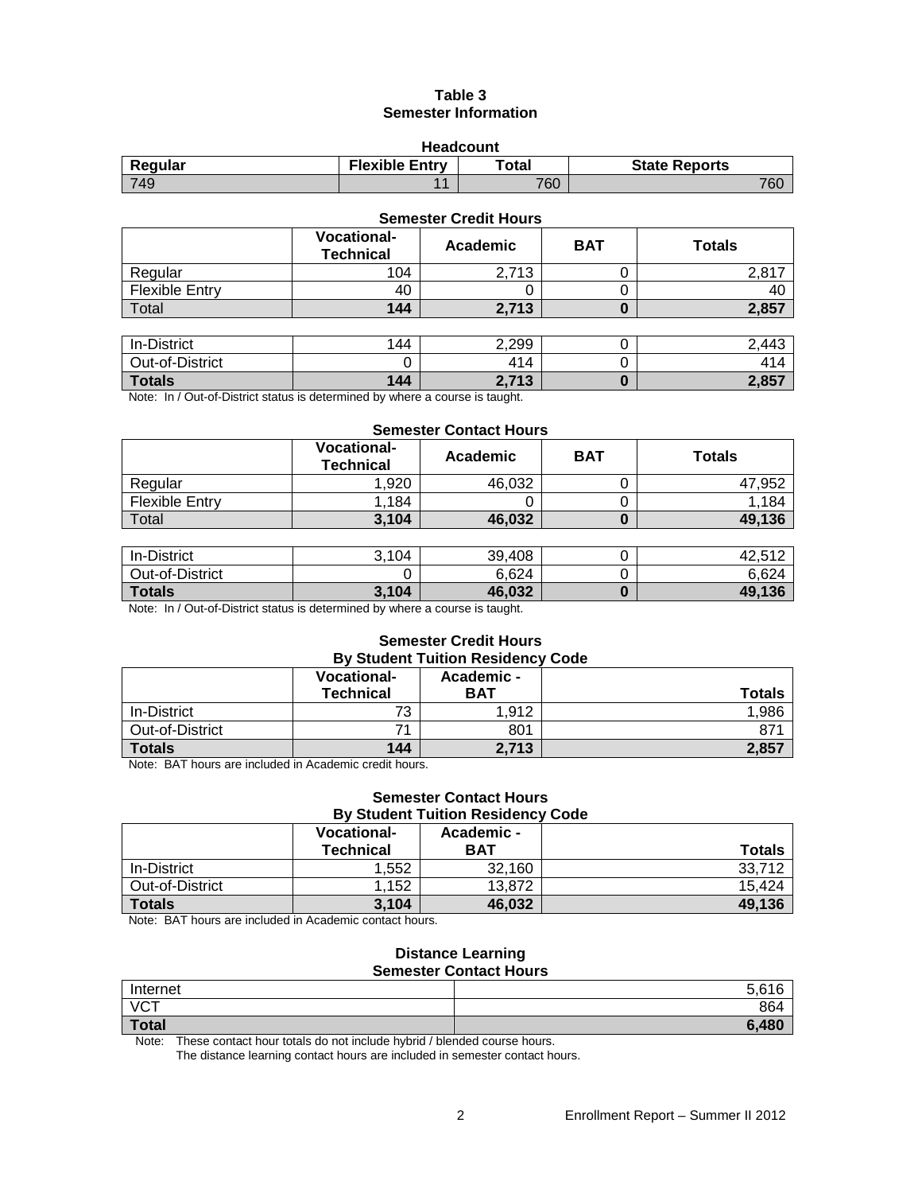# Table 3
## Semester Information

**Headcount**

| Regular | Flexible Entry | Total | State Reports |
|---|---|---|---|
| 749 | 11 | 760 | 760 |

**Semester Credit Hours**

| | Vocational-Technical | Academic | BAT | Totals |
|---|---|---|---|---|
| Regular | 104 | 2,713 | 0 | 2,817 |
| Flexible Entry | 40 | 0 | 0 | 40 |
| Total | **144** | **2,713** | **0** | **2,857** |

| | | | | |
|---|---|---|---|---|
| In-District | 144 | 2,299 | 0 | 2,443 |
| Out-of-District | 0 | 414 | 0 | 414 |
| **Totals** | **144** | **2,713** | **0** | **2,857** |

Note: In / Out-of-District status is determined by where a course is taught.

**Semester Contact Hours**

| | Vocational-Technical | Academic | BAT | Totals |
|---|---|---|---|---|
| Regular | 1,920 | 46,032 | 0 | 47,952 |
| Flexible Entry | 1,184 | 0 | 0 | 1,184 |
| Total | **3,104** | **46,032** | **0** | **49,136** |

| | | | | |
|---|---|---|---|---|
| In-District | 3,104 | 39,408 | 0 | 42,512 |
| Out-of-District | 0 | 6,624 | 0 | 6,624 |
| **Totals** | **3,104** | **46,032** | **0** | **49,136** |

Note: In / Out-of-District status is determined by where a course is taught.

**Semester Credit Hours**
**By Student Tuition Residency Code**

| | Vocational-Technical | Academic - BAT | Totals |
|---|---|---|---|
| In-District | 73 | 1,912 | 1,986 |
| Out-of-District | 71 | 801 | 871 |
| **Totals** | **144** | **2,713** | **2,857** |

Note: BAT hours are included in Academic credit hours.

**Semester Contact Hours**
**By Student Tuition Residency Code**

| | Vocational-Technical | Academic - BAT | Totals |
|---|---|---|---|
| In-District | 1,552 | 32,160 | 33,712 |
| Out-of-District | 1,152 | 13,872 | 15,424 |
| **Totals** | **3,104** | **46,032** | **49,136** |

Note: BAT hours are included in Academic contact hours.

**Distance Learning**
**Semester Contact Hours**

| | |
|---|---|
| Internet | 5,616 |
| VCT | 864 |
| **Total** | **6,480** |

Note: These contact hour totals do not include hybrid / blended course hours.
The distance learning contact hours are included in semester contact hours.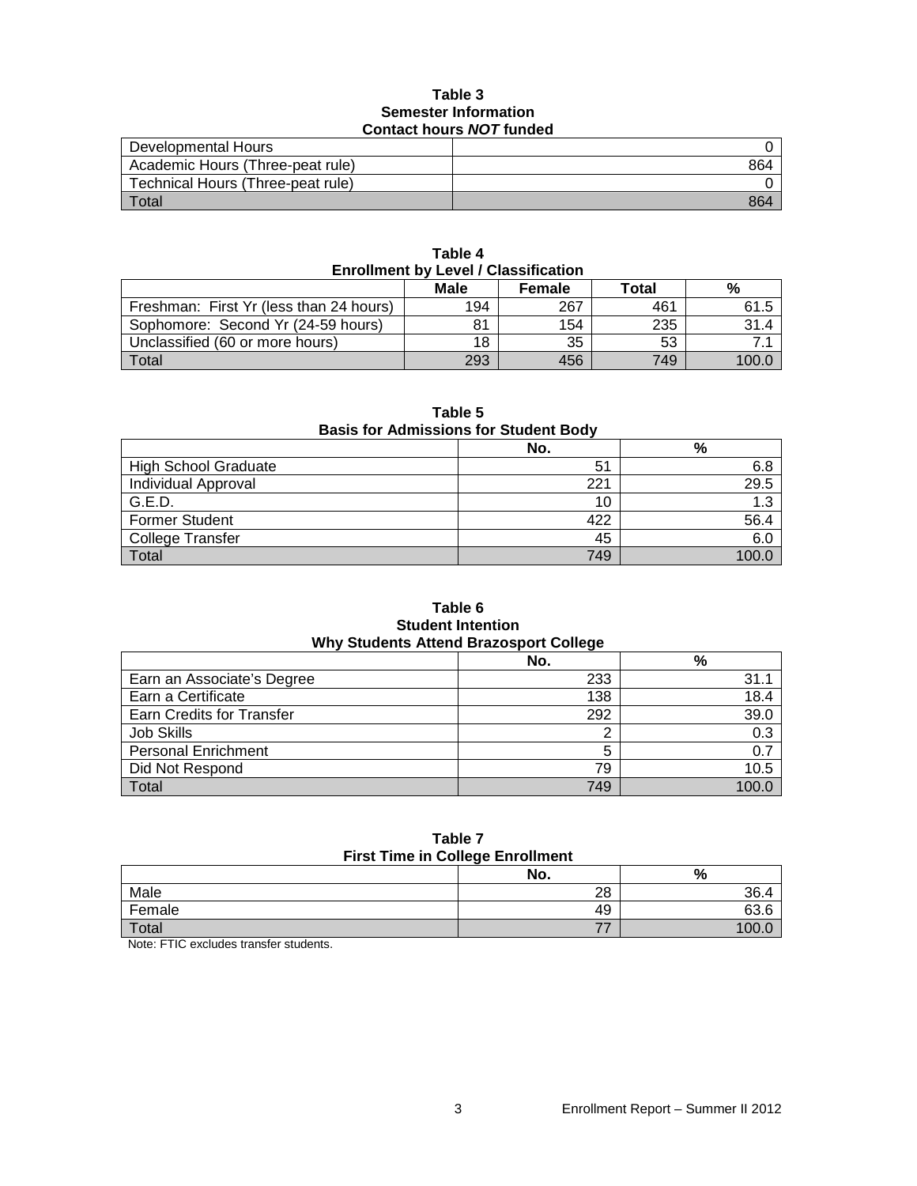**Table 3**
**Semester Information**
**Contact hours *NOT* funded**

| | |
|---|---|
| Developmental Hours | 0 |
| Academic Hours (Three-peat rule) | 864 |
| Technical Hours (Three-peat rule) | 0 |
| Total | 864 |

**Table 4**
**Enrollment by Level / Classification**

| | Male | Female | Total | % |
|---|---|---|---|---|
| Freshman: First Yr (less than 24 hours) | 194 | 267 | 461 | 61.5 |
| Sophomore: Second Yr (24-59 hours) | 81 | 154 | 235 | 31.4 |
| Unclassified (60 or more hours) | 18 | 35 | 53 | 7.1 |
| Total | 293 | 456 | 749 | 100.0 |

**Table 5**
**Basis for Admissions for Student Body**

| | No. | % |
|---|---|---|
| High School Graduate | 51 | 6.8 |
| Individual Approval | 221 | 29.5 |
| G.E.D. | 10 | 1.3 |
| Former Student | 422 | 56.4 |
| College Transfer | 45 | 6.0 |
| Total | 749 | 100.0 |

**Table 6**
**Student Intention**
**Why Students Attend Brazosport College**

| | No. | % |
|---|---|---|
| Earn an Associate's Degree | 233 | 31.1 |
| Earn a Certificate | 138 | 18.4 |
| Earn Credits for Transfer | 292 | 39.0 |
| Job Skills | 2 | 0.3 |
| Personal Enrichment | 5 | 0.7 |
| Did Not Respond | 79 | 10.5 |
| Total | 749 | 100.0 |

**Table 7**
**First Time in College Enrollment**

| | No. | % |
|---|---|---|
| Male | 28 | 36.4 |
| Female | 49 | 63.6 |
| Total | 77 | 100.0 |

Note: FTIC excludes transfer students.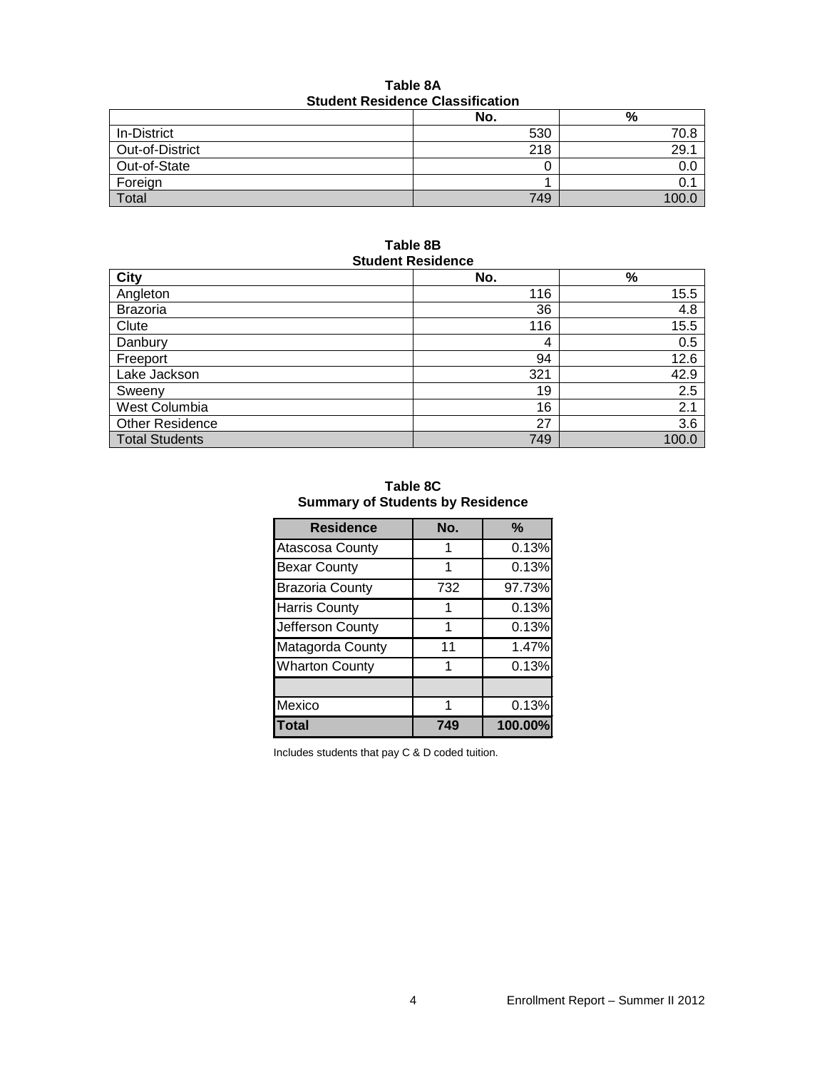**Table 8A**
**Student Residence Classification**

| | No. | % |
|---|---|---|
| In-District | 530 | 70.8 |
| Out-of-District | 218 | 29.1 |
| Out-of-State | 0 | 0.0 |
| Foreign | 1 | 0.1 |
| Total | 749 | 100.0 |

**Table 8B**
**Student Residence**

| City | No. | % |
|---|---|---|
| Angleton | 116 | 15.5 |
| Brazoria | 36 | 4.8 |
| Clute | 116 | 15.5 |
| Danbury | 4 | 0.5 |
| Freeport | 94 | 12.6 |
| Lake Jackson | 321 | 42.9 |
| Sweeny | 19 | 2.5 |
| West Columbia | 16 | 2.1 |
| Other Residence | 27 | 3.6 |
| Total Students | 749 | 100.0 |

**Table 8C**
**Summary of Students by Residence**

| Residence | No. | % |
|---|---|---|
| Atascosa County | 1 | 0.13% |
| Bexar County | 1 | 0.13% |
| Brazoria County | 732 | 97.73% |
| Harris County | 1 | 0.13% |
| Jefferson County | 1 | 0.13% |
| Matagorda County | 11 | 1.47% |
| Wharton County | 1 | 0.13% |
| | | |
| Mexico | 1 | 0.13% |
| **Total** | **749** | **100.00%** |

Includes students that pay C & D coded tuition.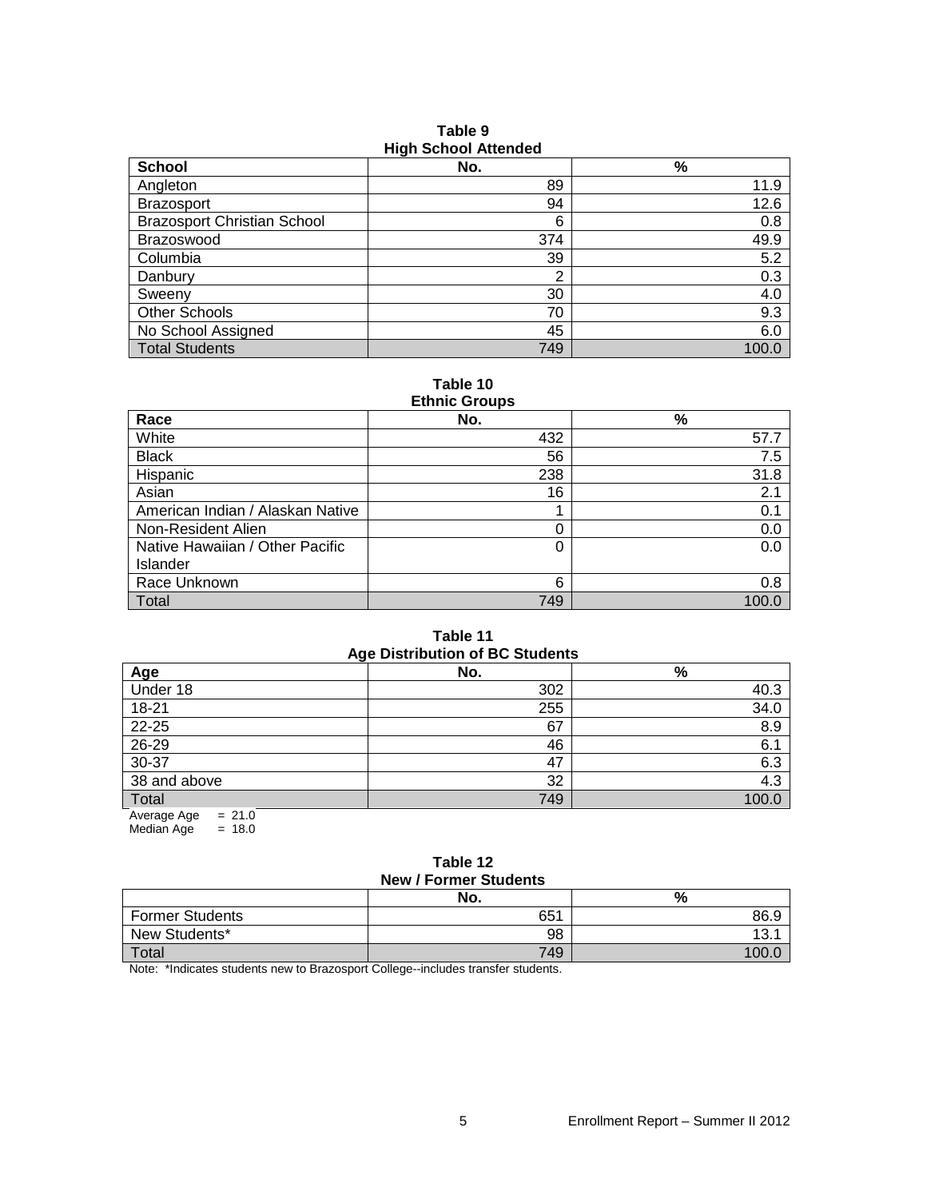**Table 9**
**High School Attended**

| School | No. | % |
|---|---|---|
| Angleton | 89 | 11.9 |
| Brazosport | 94 | 12.6 |
| Brazosport Christian School | 6 | 0.8 |
| Brazoswood | 374 | 49.9 |
| Columbia | 39 | 5.2 |
| Danbury | 2 | 0.3 |
| Sweeny | 30 | 4.0 |
| Other Schools | 70 | 9.3 |
| No School Assigned | 45 | 6.0 |
| Total Students | 749 | 100.0 |

**Table 10**
**Ethnic Groups**

| Race | No. | % |
|---|---|---|
| White | 432 | 57.7 |
| Black | 56 | 7.5 |
| Hispanic | 238 | 31.8 |
| Asian | 16 | 2.1 |
| American Indian / Alaskan Native | 1 | 0.1 |
| Non-Resident Alien | 0 | 0.0 |
| Native Hawaiian / Other Pacific Islander | 0 | 0.0 |
| Race Unknown | 6 | 0.8 |
| Total | 749 | 100.0 |

**Table 11**
**Age Distribution of BC Students**

| Age | No. | % |
|---|---|---|
| Under 18 | 302 | 40.3 |
| 18-21 | 255 | 34.0 |
| 22-25 | 67 | 8.9 |
| 26-29 | 46 | 6.1 |
| 30-37 | 47 | 6.3 |
| 38 and above | 32 | 4.3 |
| Total | 749 | 100.0 |

Average Age = 21.0
Median Age = 18.0

**Table 12**
**New / Former Students**

| | No. | % |
|---|---|---|
| Former Students | 651 | 86.9 |
| New Students* | 98 | 13.1 |
| Total | 749 | 100.0 |

Note: *Indicates students new to Brazosport College--includes transfer students.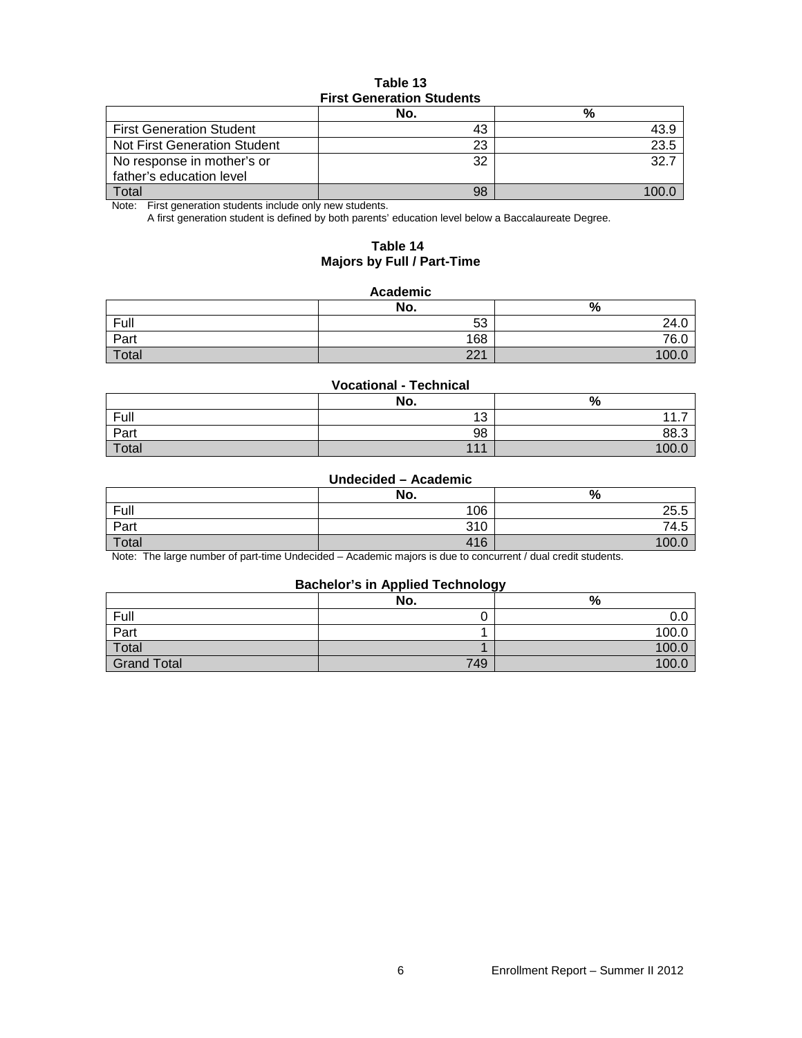**Table 13**
**First Generation Students**

| | No. | % |
|---|---|---|
| First Generation Student | 43 | 43.9 |
| Not First Generation Student | 23 | 23.5 |
| No response in mother's or father's education level | 32 | 32.7 |
| Total | 98 | 100.0 |

Note: First generation students include only new students.
A first generation student is defined by both parents' education level below a Baccalaureate Degree.

**Table 14**
**Majors by Full / Part-Time**

**Academic**

| | No. | % |
|---|---|---|
| Full | 53 | 24.0 |
| Part | 168 | 76.0 |
| Total | 221 | 100.0 |

**Vocational - Technical**

| | No. | % |
|---|---|---|
| Full | 13 | 11.7 |
| Part | 98 | 88.3 |
| Total | 111 | 100.0 |

**Undecided – Academic**

| | No. | % |
|---|---|---|
| Full | 106 | 25.5 |
| Part | 310 | 74.5 |
| Total | 416 | 100.0 |

Note: The large number of part-time Undecided – Academic majors is due to concurrent / dual credit students.

**Bachelor's in Applied Technology**

| | No. | % |
|---|---|---|
| Full | 0 | 0.0 |
| Part | 1 | 100.0 |
| Total | 1 | 100.0 |
| Grand Total | 749 | 100.0 |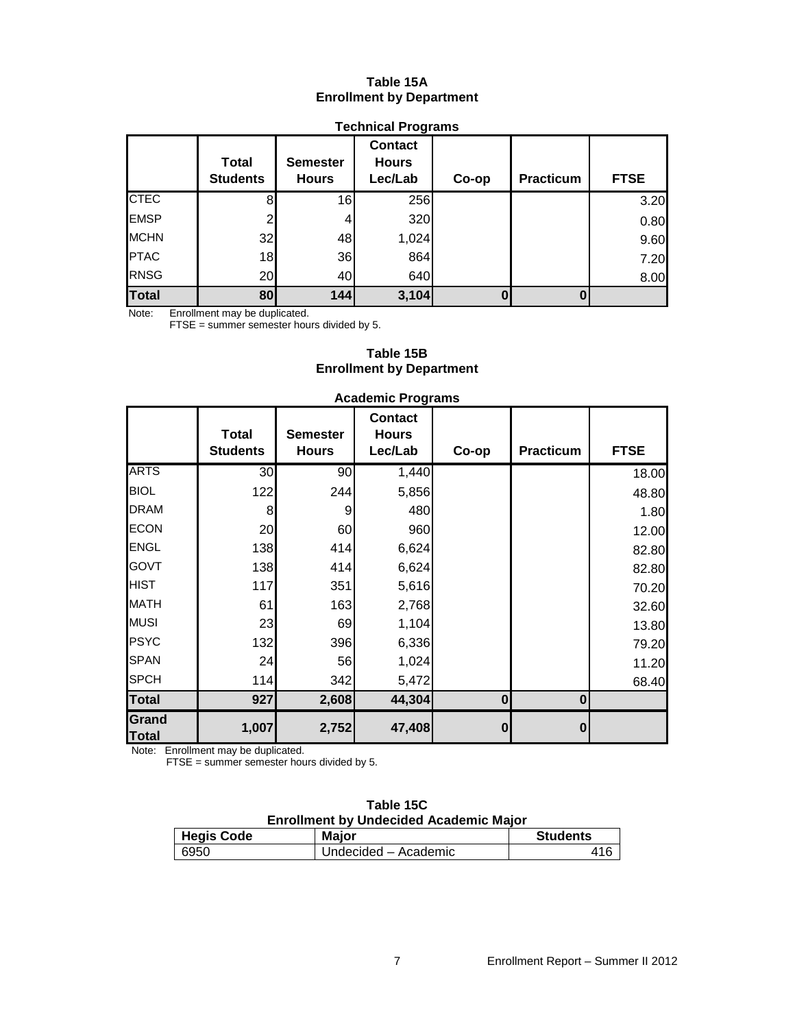## Table 15A
## Enrollment by Department

**Technical Programs**

| | Total Students | Semester Hours | Contact Hours Lec/Lab | Co-op | Practicum | FTSE |
|---|---|---|---|---|---|---|
| CTEC | 8 | 16 | 256 | | | 3.20 |
| EMSP | 2 | 4 | 320 | | | 0.80 |
| MCHN | 32 | 48 | 1,024 | | | 9.60 |
| PTAC | 18 | 36 | 864 | | | 7.20 |
| RNSG | 20 | 40 | 640 | | | 8.00 |
| **Total** | **80** | **144** | **3,104** | **0** | **0** | |

Note: Enrollment may be duplicated.
FTSE = summer semester hours divided by 5.

## Table 15B
## Enrollment by Department

**Academic Programs**

| | Total Students | Semester Hours | Contact Hours Lec/Lab | Co-op | Practicum | FTSE |
|---|---|---|---|---|---|---|
| ARTS | 30 | 90 | 1,440 | | | 18.00 |
| BIOL | 122 | 244 | 5,856 | | | 48.80 |
| DRAM | 8 | 9 | 480 | | | 1.80 |
| ECON | 20 | 60 | 960 | | | 12.00 |
| ENGL | 138 | 414 | 6,624 | | | 82.80 |
| GOVT | 138 | 414 | 6,624 | | | 82.80 |
| HIST | 117 | 351 | 5,616 | | | 70.20 |
| MATH | 61 | 163 | 2,768 | | | 32.60 |
| MUSI | 23 | 69 | 1,104 | | | 13.80 |
| PSYC | 132 | 396 | 6,336 | | | 79.20 |
| SPAN | 24 | 56 | 1,024 | | | 11.20 |
| SPCH | 114 | 342 | 5,472 | | | 68.40 |
| **Total** | **927** | **2,608** | **44,304** | **0** | **0** | |
| **Grand Total** | **1,007** | **2,752** | **47,408** | **0** | **0** | |

Note: Enrollment may be duplicated.
FTSE = summer semester hours divided by 5.

## Table 15C
## Enrollment by Undecided Academic Major

| Hegis Code | Major | Students |
|---|---|---|
| 6950 | Undecided – Academic | 416 |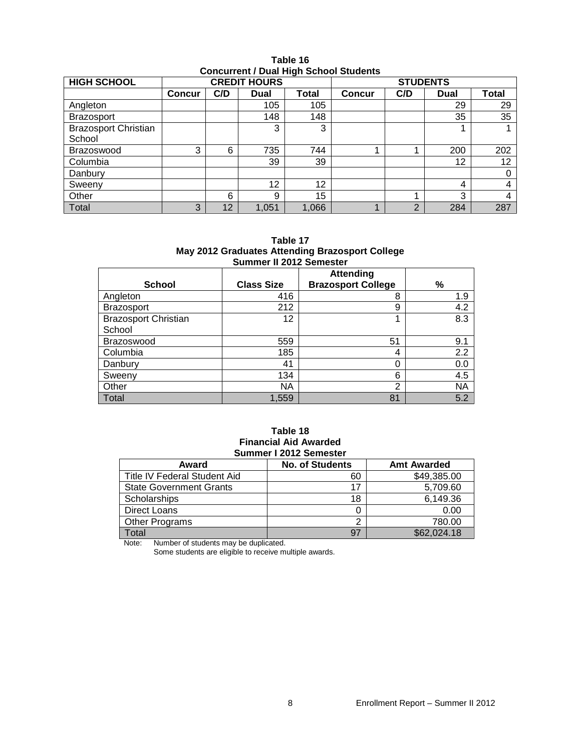**Table 16**
**Concurrent / Dual High School Students**

| HIGH SCHOOL | CREDIT HOURS | | | | STUDENTS | | | |
|---|---|---|---|---|---|---|---|---|
| | **Concur** | **C/D** | **Dual** | **Total** | **Concur** | **C/D** | **Dual** | **Total** |
| Angleton | | | 105 | 105 | | | 29 | 29 |
| Brazosport | | | 148 | 148 | | | 35 | 35 |
| Brazosport Christian School | | | 3 | 3 | | | 1 | 1 |
| Brazoswood | 3 | 6 | 735 | 744 | 1 | 1 | 200 | 202 |
| Columbia | | | 39 | 39 | | | 12 | 12 |
| Danbury | | | | | | | | 0 |
| Sweeny | | | 12 | 12 | | | 4 | 4 |
| Other | | 6 | 9 | 15 | | 1 | 3 | 4 |
| Total | 3 | 12 | 1,051 | 1,066 | 1 | 2 | 284 | 287 |

**Table 17**
**May 2012 Graduates Attending Brazosport College**
**Summer II 2012 Semester**

| School | Class Size | Attending Brazosport College | % |
|---|---|---|---|
| Angleton | 416 | 8 | 1.9 |
| Brazosport | 212 | 9 | 4.2 |
| Brazosport Christian School | 12 | 1 | 8.3 |
| Brazoswood | 559 | 51 | 9.1 |
| Columbia | 185 | 4 | 2.2 |
| Danbury | 41 | 0 | 0.0 |
| Sweeny | 134 | 6 | 4.5 |
| Other | NA | 2 | NA |
| Total | 1,559 | 81 | 5.2 |

**Table 18**
**Financial Aid Awarded**
**Summer I 2012 Semester**

| Award | No. of Students | Amt Awarded |
|---|---|---|
| Title IV Federal Student Aid | 60 | $49,385.00 |
| State Government Grants | 17 | 5,709.60 |
| Scholarships | 18 | 6,149.36 |
| Direct Loans | 0 | 0.00 |
| Other Programs | 2 | 780.00 |
| Total | 97 | $62,024.18 |

Note: Number of students may be duplicated.
Some students are eligible to receive multiple awards.